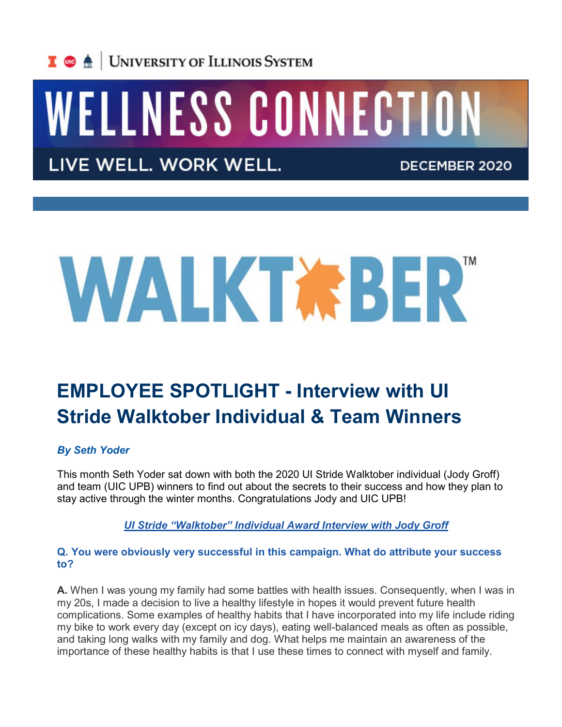University of Illinois System

# WELLNESS CONNECTION

LIVE WELL. WORK WELL. DECEMBER 2020

WALKTOBER™

## EMPLOYEE SPOTLIGHT - Interview with UI Stride Walktober Individual & Team Winners

***By Seth Yoder***

This month Seth Yoder sat down with both the 2020 UI Stride Walktober individual (Jody Groff) and team (UIC UPB) winners to find out about the secrets to their success and how they plan to stay active through the winter months. Congratulations Jody and UIC UPB!

***UI Stride "Walktober" Individual Award Interview with Jody Groff***

**Q. You were obviously very successful in this campaign. What do attribute your success to?**

**A.** When I was young my family had some battles with health issues. Consequently, when I was in my 20s, I made a decision to live a healthy lifestyle in hopes it would prevent future health complications. Some examples of healthy habits that I have incorporated into my life include riding my bike to work every day (except on icy days), eating well-balanced meals as often as possible, and taking long walks with my family and dog. What helps me maintain an awareness of the importance of these healthy habits is that I use these times to connect with myself and family.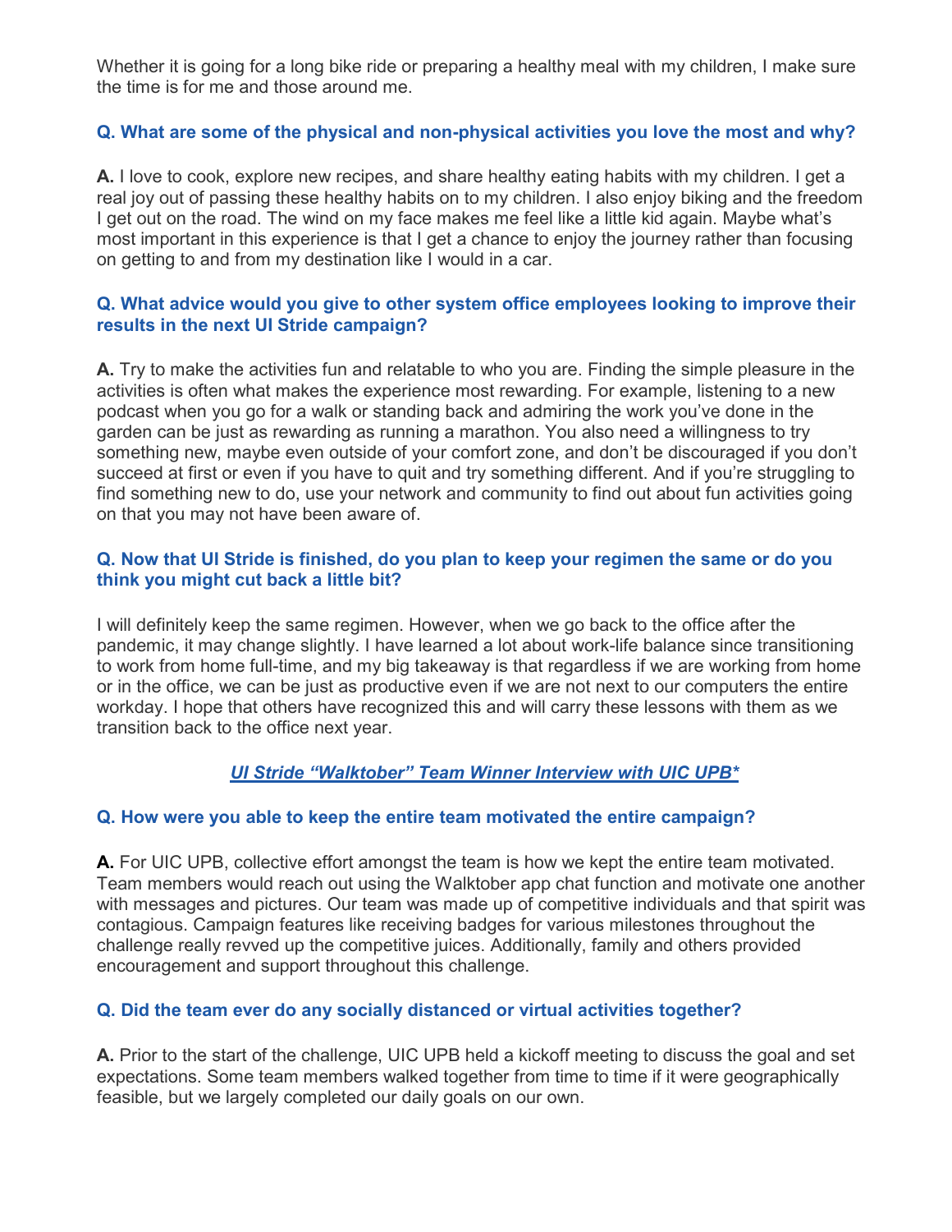Whether it is going for a long bike ride or preparing a healthy meal with my children, I make sure the time is for me and those around me.

**Q. What are some of the physical and non-physical activities you love the most and why?**

**A.** I love to cook, explore new recipes, and share healthy eating habits with my children. I get a real joy out of passing these healthy habits on to my children. I also enjoy biking and the freedom I get out on the road. The wind on my face makes me feel like a little kid again. Maybe what's most important in this experience is that I get a chance to enjoy the journey rather than focusing on getting to and from my destination like I would in a car.

**Q. What advice would you give to other system office employees looking to improve their results in the next UI Stride campaign?**

**A.** Try to make the activities fun and relatable to who you are. Finding the simple pleasure in the activities is often what makes the experience most rewarding. For example, listening to a new podcast when you go for a walk or standing back and admiring the work you've done in the garden can be just as rewarding as running a marathon. You also need a willingness to try something new, maybe even outside of your comfort zone, and don't be discouraged if you don't succeed at first or even if you have to quit and try something different. And if you're struggling to find something new to do, use your network and community to find out about fun activities going on that you may not have been aware of.

**Q. Now that UI Stride is finished, do you plan to keep your regimen the same or do you think you might cut back a little bit?**

I will definitely keep the same regimen. However, when we go back to the office after the pandemic, it may change slightly. I have learned a lot about work-life balance since transitioning to work from home full-time, and my big takeaway is that regardless if we are working from home or in the office, we can be just as productive even if we are not next to our computers the entire workday. I hope that others have recognized this and will carry these lessons with them as we transition back to the office next year.

## ***UI Stride "Walktober" Team Winner Interview with UIC UPB****

**Q. How were you able to keep the entire team motivated the entire campaign?**

**A.** For UIC UPB, collective effort amongst the team is how we kept the entire team motivated. Team members would reach out using the Walktober app chat function and motivate one another with messages and pictures. Our team was made up of competitive individuals and that spirit was contagious. Campaign features like receiving badges for various milestones throughout the challenge really revved up the competitive juices. Additionally, family and others provided encouragement and support throughout this challenge.

**Q. Did the team ever do any socially distanced or virtual activities together?**

**A.** Prior to the start of the challenge, UIC UPB held a kickoff meeting to discuss the goal and set expectations. Some team members walked together from time to time if it were geographically feasible, but we largely completed our daily goals on our own.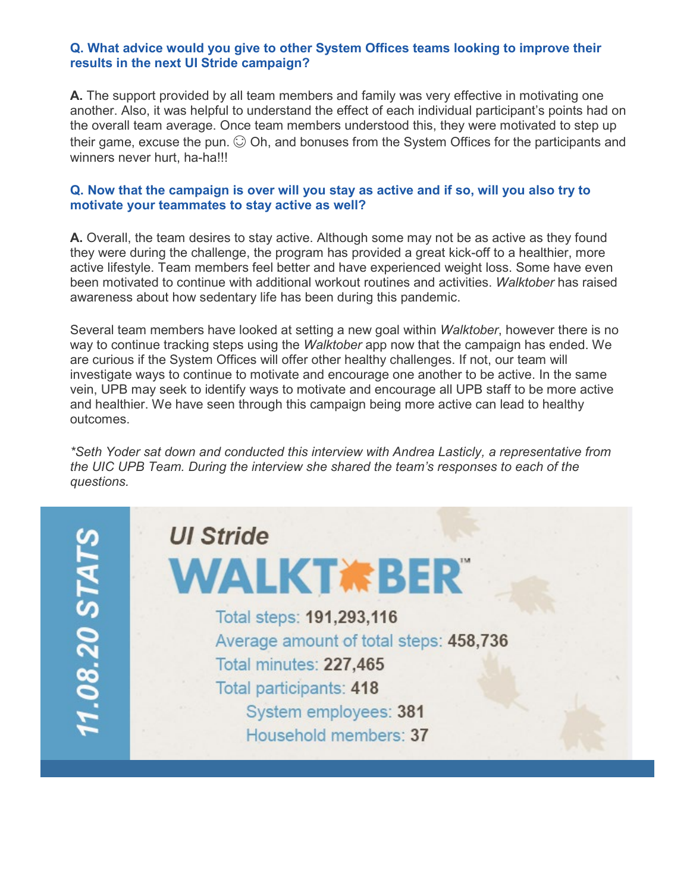**Q. What advice would you give to other System Offices teams looking to improve their results in the next UI Stride campaign?**

**A.** The support provided by all team members and family was very effective in motivating one another. Also, it was helpful to understand the effect of each individual participant's points had on the overall team average. Once team members understood this, they were motivated to step up their game, excuse the pun. ☺ Oh, and bonuses from the System Offices for the participants and winners never hurt, ha-ha!!!

**Q. Now that the campaign is over will you stay as active and if so, will you also try to motivate your teammates to stay active as well?**

**A.** Overall, the team desires to stay active. Although some may not be as active as they found they were during the challenge, the program has provided a great kick-off to a healthier, more active lifestyle. Team members feel better and have experienced weight loss. Some have even been motivated to continue with additional workout routines and activities. *Walktober* has raised awareness about how sedentary life has been during this pandemic.

Several team members have looked at setting a new goal within *Walktober*, however there is no way to continue tracking steps using the *Walktober* app now that the campaign has ended. We are curious if the System Offices will offer other healthy challenges. If not, our team will investigate ways to continue to motivate and encourage one another to be active. In the same vein, UPB may seek to identify ways to motivate and encourage all UPB staff to be more active and healthier. We have seen through this campaign being more active can lead to healthy outcomes.

*\*Seth Yoder sat down and conducted this interview with Andrea Lasticly, a representative from the UIC UPB Team. During the interview she shared the team's responses to each of the questions.*

**11.08.20 STATS**

***UI Stride***

**WALKTOBER™**

Total steps: **191,293,116**

Average amount of total steps: **458,736**

Total minutes: **227,465**

Total participants: **418**

- System employees: **381**
- Household members: **37**